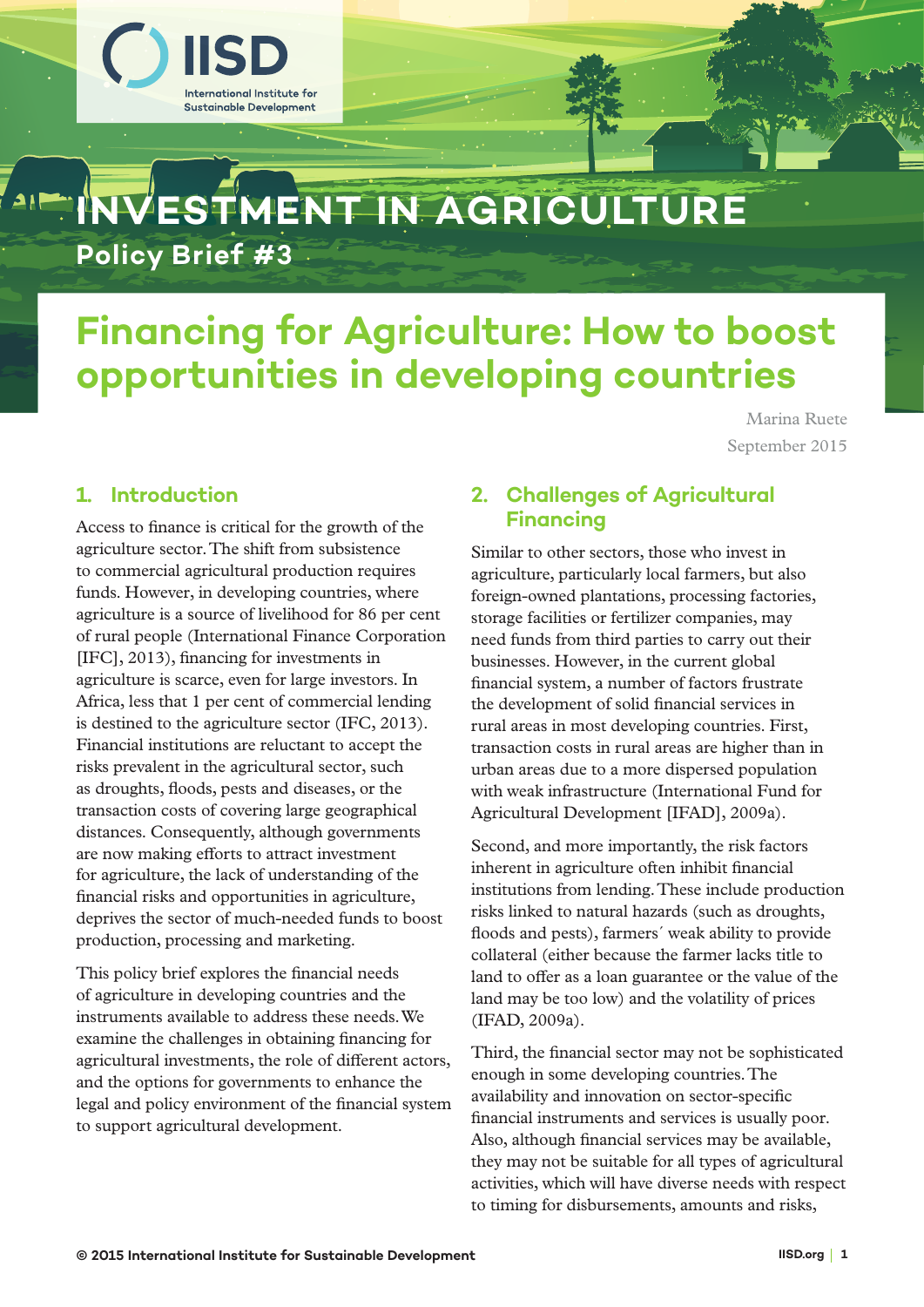IISD
International Institute for Sustainable Development

# INVESTMENT IN AGRICULTURE

**Policy Brief #3**

# Financing for Agriculture: How to boost opportunities in developing countries

Marina Ruete
September 2015

## 1. Introduction

Access to finance is critical for the growth of the agriculture sector. The shift from subsistence to commercial agricultural production requires funds. However, in developing countries, where agriculture is a source of livelihood for 86 per cent of rural people (International Finance Corporation [IFC], 2013), financing for investments in agriculture is scarce, even for large investors. In Africa, less that 1 per cent of commercial lending is destined to the agriculture sector (IFC, 2013). Financial institutions are reluctant to accept the risks prevalent in the agricultural sector, such as droughts, floods, pests and diseases, or the transaction costs of covering large geographical distances. Consequently, although governments are now making efforts to attract investment for agriculture, the lack of understanding of the financial risks and opportunities in agriculture, deprives the sector of much-needed funds to boost production, processing and marketing.

This policy brief explores the financial needs of agriculture in developing countries and the instruments available to address these needs. We examine the challenges in obtaining financing for agricultural investments, the role of different actors, and the options for governments to enhance the legal and policy environment of the financial system to support agricultural development.

## 2. Challenges of Agricultural Financing

Similar to other sectors, those who invest in agriculture, particularly local farmers, but also foreign-owned plantations, processing factories, storage facilities or fertilizer companies, may need funds from third parties to carry out their businesses. However, in the current global financial system, a number of factors frustrate the development of solid financial services in rural areas in most developing countries. First, transaction costs in rural areas are higher than in urban areas due to a more dispersed population with weak infrastructure (International Fund for Agricultural Development [IFAD], 2009a).

Second, and more importantly, the risk factors inherent in agriculture often inhibit financial institutions from lending. These include production risks linked to natural hazards (such as droughts, floods and pests), farmers´ weak ability to provide collateral (either because the farmer lacks title to land to offer as a loan guarantee or the value of the land may be too low) and the volatility of prices (IFAD, 2009a).

Third, the financial sector may not be sophisticated enough in some developing countries. The availability and innovation on sector-specific financial instruments and services is usually poor. Also, although financial services may be available, they may not be suitable for all types of agricultural activities, which will have diverse needs with respect to timing for disbursements, amounts and risks,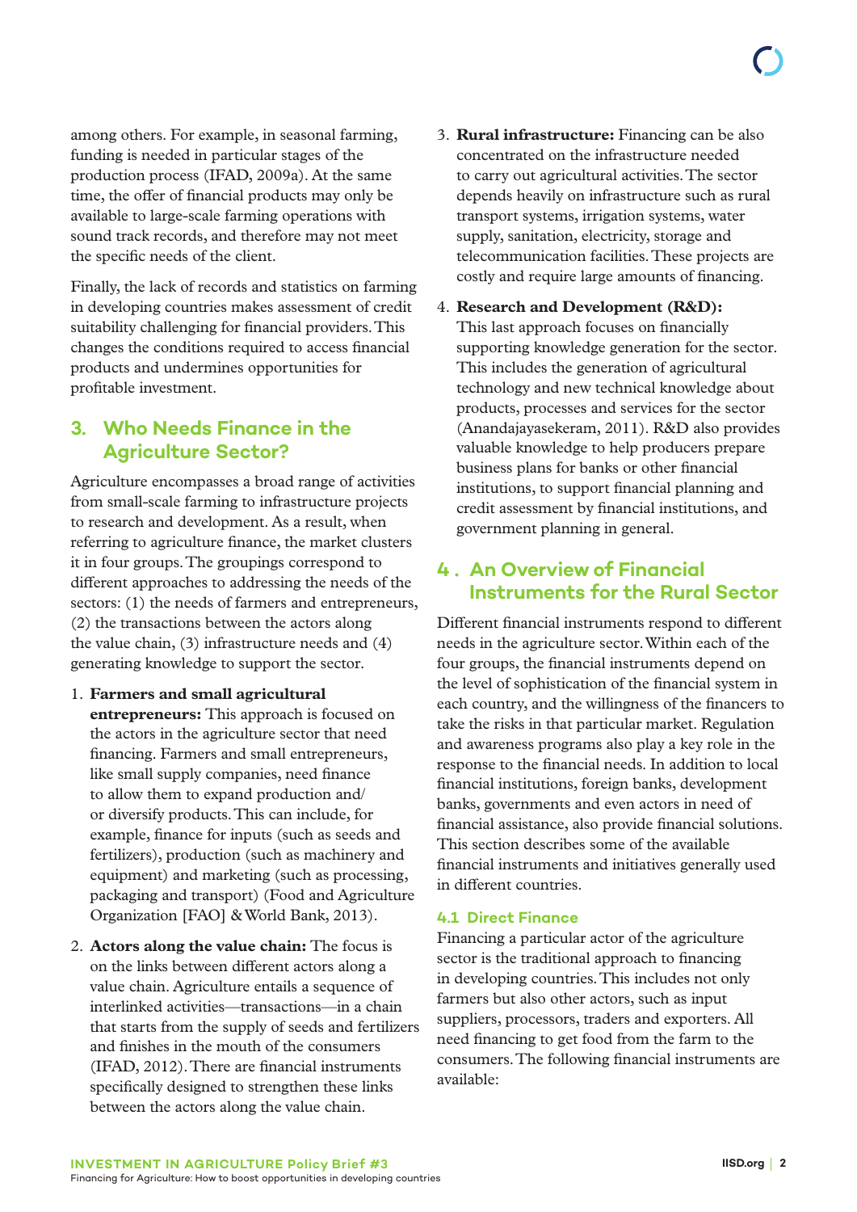among others. For example, in seasonal farming, funding is needed in particular stages of the production process (IFAD, 2009a). At the same time, the offer of financial products may only be available to large-scale farming operations with sound track records, and therefore may not meet the specific needs of the client.

Finally, the lack of records and statistics on farming in developing countries makes assessment of credit suitability challenging for financial providers. This changes the conditions required to access financial products and undermines opportunities for profitable investment.

## 3. Who Needs Finance in the Agriculture Sector?

Agriculture encompasses a broad range of activities from small-scale farming to infrastructure projects to research and development. As a result, when referring to agriculture finance, the market clusters it in four groups. The groupings correspond to different approaches to addressing the needs of the sectors: (1) the needs of farmers and entrepreneurs, (2) the transactions between the actors along the value chain, (3) infrastructure needs and (4) generating knowledge to support the sector.

1. **Farmers and small agricultural entrepreneurs:** This approach is focused on the actors in the agriculture sector that need financing. Farmers and small entrepreneurs, like small supply companies, need finance to allow them to expand production and/or diversify products. This can include, for example, finance for inputs (such as seeds and fertilizers), production (such as machinery and equipment) and marketing (such as processing, packaging and transport) (Food and Agriculture Organization [FAO] & World Bank, 2013).
2. **Actors along the value chain:** The focus is on the links between different actors along a value chain. Agriculture entails a sequence of interlinked activities—transactions—in a chain that starts from the supply of seeds and fertilizers and finishes in the mouth of the consumers (IFAD, 2012). There are financial instruments specifically designed to strengthen these links between the actors along the value chain.
3. **Rural infrastructure:** Financing can be also concentrated on the infrastructure needed to carry out agricultural activities. The sector depends heavily on infrastructure such as rural transport systems, irrigation systems, water supply, sanitation, electricity, storage and telecommunication facilities. These projects are costly and require large amounts of financing.
4. **Research and Development (R&D):** This last approach focuses on financially supporting knowledge generation for the sector. This includes the generation of agricultural technology and new technical knowledge about products, processes and services for the sector (Anandajayasekeram, 2011). R&D also provides valuable knowledge to help producers prepare business plans for banks or other financial institutions, to support financial planning and credit assessment by financial institutions, and government planning in general.

## 4. An Overview of Financial Instruments for the Rural Sector

Different financial instruments respond to different needs in the agriculture sector. Within each of the four groups, the financial instruments depend on the level of sophistication of the financial system in each country, and the willingness of the financers to take the risks in that particular market. Regulation and awareness programs also play a key role in the response to the financial needs. In addition to local financial institutions, foreign banks, development banks, governments and even actors in need of financial assistance, also provide financial solutions. This section describes some of the available financial instruments and initiatives generally used in different countries.

### 4.1 Direct Finance

Financing a particular actor of the agriculture sector is the traditional approach to financing in developing countries. This includes not only farmers but also other actors, such as input suppliers, processors, traders and exporters. All need financing to get food from the farm to the consumers. The following financial instruments are available: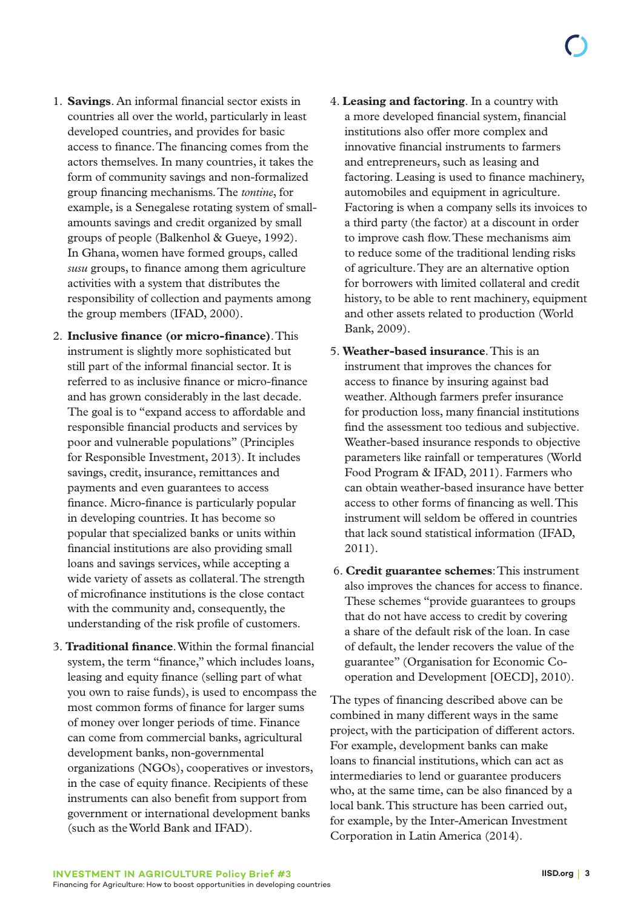1. **Savings**. An informal financial sector exists in countries all over the world, particularly in least developed countries, and provides for basic access to finance. The financing comes from the actors themselves. In many countries, it takes the form of community savings and non-formalized group financing mechanisms. The *tontine*, for example, is a Senegalese rotating system of small-amounts savings and credit organized by small groups of people (Balkenhol & Gueye, 1992). In Ghana, women have formed groups, called *susu* groups, to finance among them agriculture activities with a system that distributes the responsibility of collection and payments among the group members (IFAD, 2000).

2. **Inclusive finance (or micro-finance)**. This instrument is slightly more sophisticated but still part of the informal financial sector. It is referred to as inclusive finance or micro-finance and has grown considerably in the last decade. The goal is to "expand access to affordable and responsible financial products and services by poor and vulnerable populations" (Principles for Responsible Investment, 2013). It includes savings, credit, insurance, remittances and payments and even guarantees to access finance. Micro-finance is particularly popular in developing countries. It has become so popular that specialized banks or units within financial institutions are also providing small loans and savings services, while accepting a wide variety of assets as collateral. The strength of microfinance institutions is the close contact with the community and, consequently, the understanding of the risk profile of customers.

3. **Traditional finance**. Within the formal financial system, the term "finance," which includes loans, leasing and equity finance (selling part of what you own to raise funds), is used to encompass the most common forms of finance for larger sums of money over longer periods of time. Finance can come from commercial banks, agricultural development banks, non-governmental organizations (NGOs), cooperatives or investors, in the case of equity finance. Recipients of these instruments can also benefit from support from government or international development banks (such as the World Bank and IFAD).

4. **Leasing and factoring**. In a country with a more developed financial system, financial institutions also offer more complex and innovative financial instruments to farmers and entrepreneurs, such as leasing and factoring. Leasing is used to finance machinery, automobiles and equipment in agriculture. Factoring is when a company sells its invoices to a third party (the factor) at a discount in order to improve cash flow. These mechanisms aim to reduce some of the traditional lending risks of agriculture. They are an alternative option for borrowers with limited collateral and credit history, to be able to rent machinery, equipment and other assets related to production (World Bank, 2009).

5. **Weather-based insurance**. This is an instrument that improves the chances for access to finance by insuring against bad weather. Although farmers prefer insurance for production loss, many financial institutions find the assessment too tedious and subjective. Weather-based insurance responds to objective parameters like rainfall or temperatures (World Food Program & IFAD, 2011). Farmers who can obtain weather-based insurance have better access to other forms of financing as well. This instrument will seldom be offered in countries that lack sound statistical information (IFAD, 2011).

6. **Credit guarantee schemes**: This instrument also improves the chances for access to finance. These schemes "provide guarantees to groups that do not have access to credit by covering a share of the default risk of the loan. In case of default, the lender recovers the value of the guarantee" (Organisation for Economic Co-operation and Development [OECD], 2010).

The types of financing described above can be combined in many different ways in the same project, with the participation of different actors. For example, development banks can make loans to financial institutions, which can act as intermediaries to lend or guarantee producers who, at the same time, can be also financed by a local bank. This structure has been carried out, for example, by the Inter-American Investment Corporation in Latin America (2014).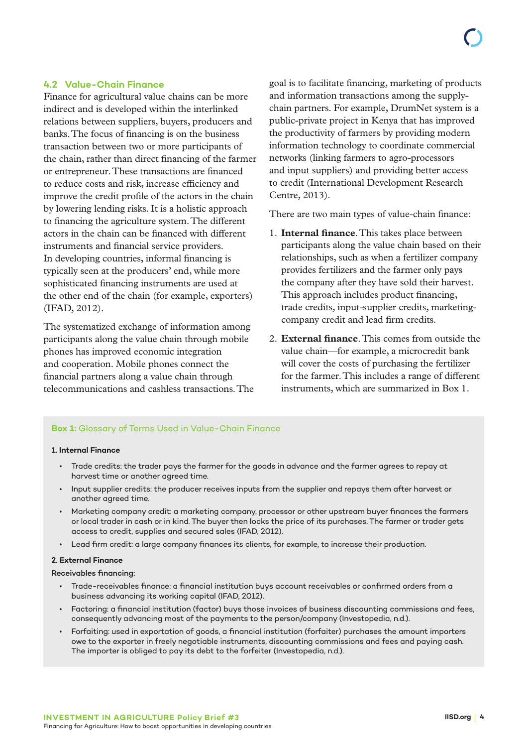### 4.2 Value-Chain Finance

Finance for agricultural value chains can be more indirect and is developed within the interlinked relations between suppliers, buyers, producers and banks. The focus of financing is on the business transaction between two or more participants of the chain, rather than direct financing of the farmer or entrepreneur. These transactions are financed to reduce costs and risk, increase efficiency and improve the credit profile of the actors in the chain by lowering lending risks. It is a holistic approach to financing the agriculture system. The different actors in the chain can be financed with different instruments and financial service providers. In developing countries, informal financing is typically seen at the producers' end, while more sophisticated financing instruments are used at the other end of the chain (for example, exporters) (IFAD, 2012).

The systematized exchange of information among participants along the value chain through mobile phones has improved economic integration and cooperation. Mobile phones connect the financial partners along a value chain through telecommunications and cashless transactions. The goal is to facilitate financing, marketing of products and information transactions among the supply-chain partners. For example, DrumNet system is a public-private project in Kenya that has improved the productivity of farmers by providing modern information technology to coordinate commercial networks (linking farmers to agro-processors and input suppliers) and providing better access to credit (International Development Research Centre, 2013).

There are two main types of value-chain finance:

1. **Internal finance**. This takes place between participants along the value chain based on their relationships, such as when a fertilizer company provides fertilizers and the farmer only pays the company after they have sold their harvest. This approach includes product financing, trade credits, input-supplier credits, marketing-company credit and lead firm credits.
2. **External finance**. This comes from outside the value chain—for example, a microcredit bank will cover the costs of purchasing the fertilizer for the farmer. This includes a range of different instruments, which are summarized in Box 1.

**Box 1:** Glossary of Terms Used in Value-Chain Finance

**1. Internal Finance**

- Trade credits: the trader pays the farmer for the goods in advance and the farmer agrees to repay at harvest time or another agreed time.
- Input supplier credits: the producer receives inputs from the supplier and repays them after harvest or another agreed time.
- Marketing company credit: a marketing company, processor or other upstream buyer finances the farmers or local trader in cash or in kind. The buyer then locks the price of its purchases. The farmer or trader gets access to credit, supplies and secured sales (IFAD, 2012).
- Lead firm credit: a large company finances its clients, for example, to increase their production.

**2. External Finance**

**Receivables financing:**

- Trade-receivables finance: a financial institution buys account receivables or confirmed orders from a business advancing its working capital (IFAD, 2012).
- Factoring: a financial institution (factor) buys those invoices of business discounting commissions and fees, consequently advancing most of the payments to the person/company (Investopedia, n.d.).
- Forfaiting: used in exportation of goods, a financial institution (forfaiter) purchases the amount importers owe to the exporter in freely negotiable instruments, discounting commissions and fees and paying cash. The importer is obliged to pay its debt to the forfeiter (Investopedia, n.d.).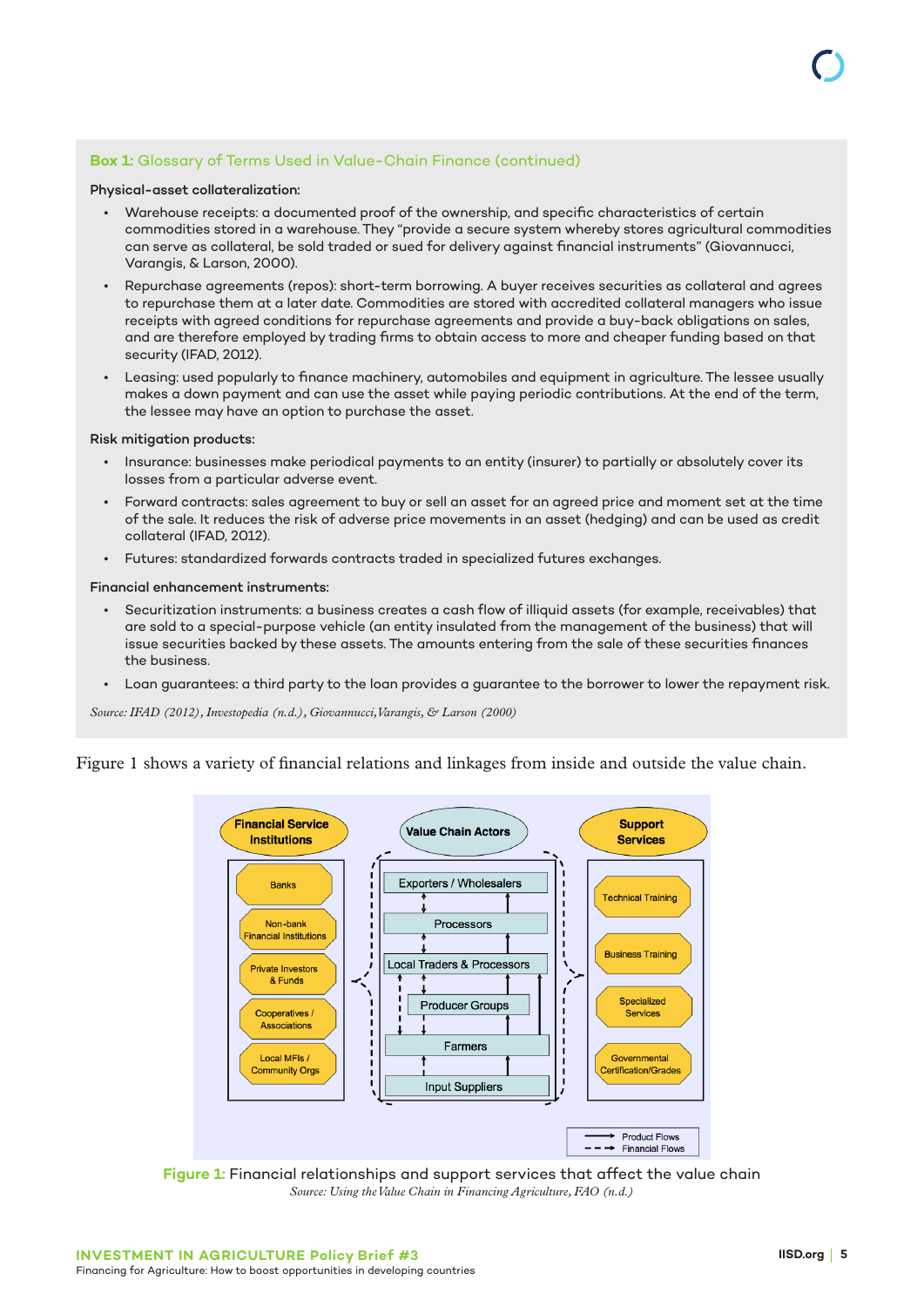### Box 1: Glossary of Terms Used in Value-Chain Finance (continued)

**Physical-asset collateralization:**

- Warehouse receipts: a documented proof of the ownership, and specific characteristics of certain commodities stored in a warehouse. They "provide a secure system whereby stores agricultural commodities can serve as collateral, be sold traded or sued for delivery against financial instruments" (Giovannucci, Varangis, & Larson, 2000).
- Repurchase agreements (repos): short-term borrowing. A buyer receives securities as collateral and agrees to repurchase them at a later date. Commodities are stored with accredited collateral managers who issue receipts with agreed conditions for repurchase agreements and provide a buy-back obligations on sales, and are therefore employed by trading firms to obtain access to more and cheaper funding based on that security (IFAD, 2012).
- Leasing: used popularly to finance machinery, automobiles and equipment in agriculture. The lessee usually makes a down payment and can use the asset while paying periodic contributions. At the end of the term, the lessee may have an option to purchase the asset.

**Risk mitigation products:**

- Insurance: businesses make periodical payments to an entity (insurer) to partially or absolutely cover its losses from a particular adverse event.
- Forward contracts: sales agreement to buy or sell an asset for an agreed price and moment set at the time of the sale. It reduces the risk of adverse price movements in an asset (hedging) and can be used as credit collateral (IFAD, 2012).
- Futures: standardized forwards contracts traded in specialized futures exchanges.

**Financial enhancement instruments:**

- Securitization instruments: a business creates a cash flow of illiquid assets (for example, receivables) that are sold to a special-purpose vehicle (an entity insulated from the management of the business) that will issue securities backed by these assets. The amounts entering from the sale of these securities finances the business.
- Loan guarantees: a third party to the loan provides a guarantee to the borrower to lower the repayment risk.

*Source: IFAD (2012), Investopedia (n.d.), Giovannucci, Varangis, & Larson (2000)*

Figure 1 shows a variety of financial relations and linkages from inside and outside the value chain.

**Figure 1:** Financial relationships and support services that affect the value chain

*Source: Using the Value Chain in Financing Agriculture, FAO (n.d.)*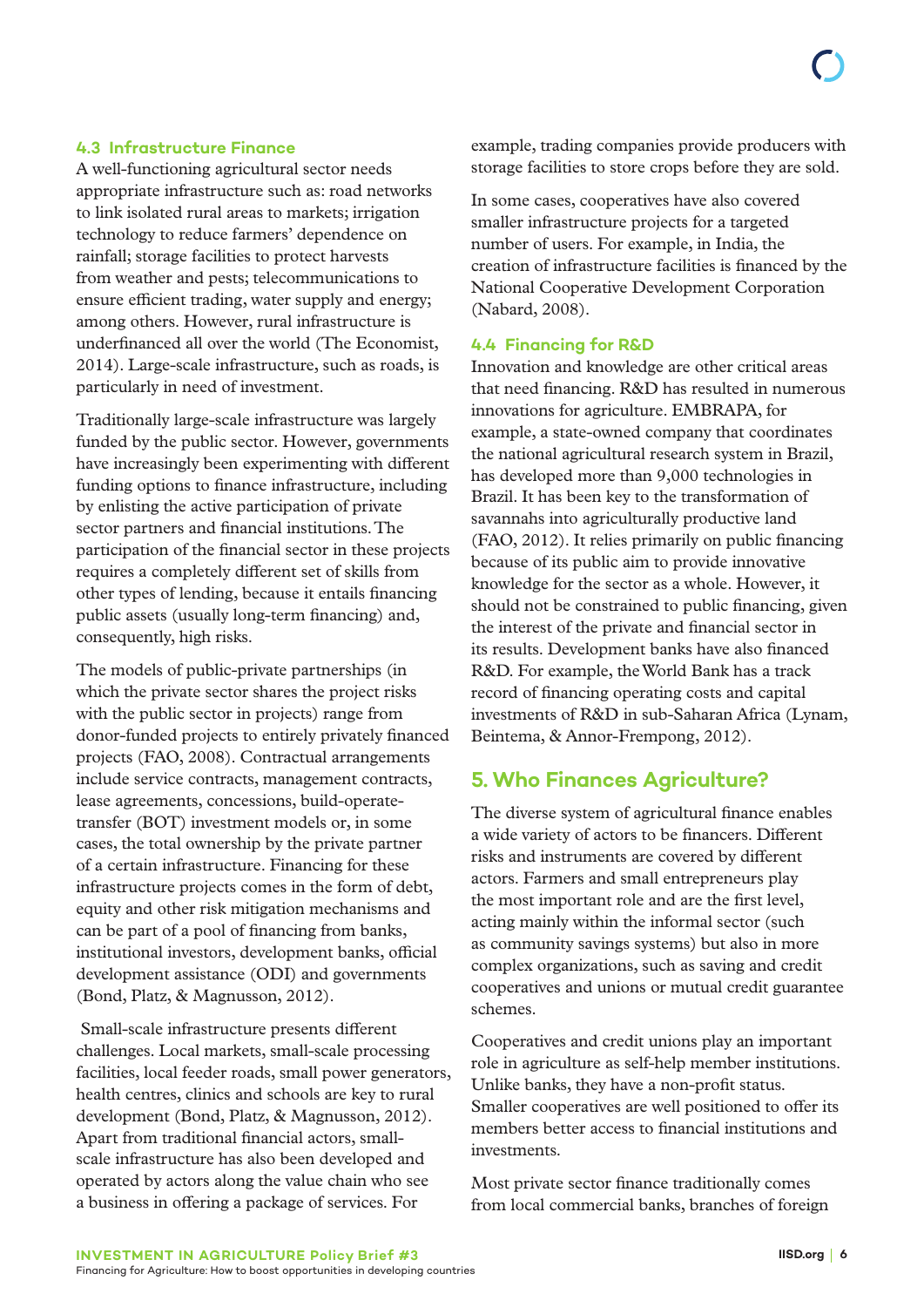### 4.3 Infrastructure Finance

A well-functioning agricultural sector needs appropriate infrastructure such as: road networks to link isolated rural areas to markets; irrigation technology to reduce farmers' dependence on rainfall; storage facilities to protect harvests from weather and pests; telecommunications to ensure efficient trading, water supply and energy; among others. However, rural infrastructure is underfinanced all over the world (The Economist, 2014). Large-scale infrastructure, such as roads, is particularly in need of investment.

Traditionally large-scale infrastructure was largely funded by the public sector. However, governments have increasingly been experimenting with different funding options to finance infrastructure, including by enlisting the active participation of private sector partners and financial institutions. The participation of the financial sector in these projects requires a completely different set of skills from other types of lending, because it entails financing public assets (usually long-term financing) and, consequently, high risks.

The models of public-private partnerships (in which the private sector shares the project risks with the public sector in projects) range from donor-funded projects to entirely privately financed projects (FAO, 2008). Contractual arrangements include service contracts, management contracts, lease agreements, concessions, build-operate-transfer (BOT) investment models or, in some cases, the total ownership by the private partner of a certain infrastructure. Financing for these infrastructure projects comes in the form of debt, equity and other risk mitigation mechanisms and can be part of a pool of financing from banks, institutional investors, development banks, official development assistance (ODI) and governments (Bond, Platz, & Magnusson, 2012).

Small-scale infrastructure presents different challenges. Local markets, small-scale processing facilities, local feeder roads, small power generators, health centres, clinics and schools are key to rural development (Bond, Platz, & Magnusson, 2012). Apart from traditional financial actors, small-scale infrastructure has also been developed and operated by actors along the value chain who see a business in offering a package of services. For example, trading companies provide producers with storage facilities to store crops before they are sold.

In some cases, cooperatives have also covered smaller infrastructure projects for a targeted number of users. For example, in India, the creation of infrastructure facilities is financed by the National Cooperative Development Corporation (Nabard, 2008).

### 4.4 Financing for R&D

Innovation and knowledge are other critical areas that need financing. R&D has resulted in numerous innovations for agriculture. EMBRAPA, for example, a state-owned company that coordinates the national agricultural research system in Brazil, has developed more than 9,000 technologies in Brazil. It has been key to the transformation of savannahs into agriculturally productive land (FAO, 2012). It relies primarily on public financing because of its public aim to provide innovative knowledge for the sector as a whole. However, it should not be constrained to public financing, given the interest of the private and financial sector in its results. Development banks have also financed R&D. For example, the World Bank has a track record of financing operating costs and capital investments of R&D in sub-Saharan Africa (Lynam, Beintema, & Annor-Frempong, 2012).

## 5. Who Finances Agriculture?

The diverse system of agricultural finance enables a wide variety of actors to be financers. Different risks and instruments are covered by different actors. Farmers and small entrepreneurs play the most important role and are the first level, acting mainly within the informal sector (such as community savings systems) but also in more complex organizations, such as saving and credit cooperatives and unions or mutual credit guarantee schemes.

Cooperatives and credit unions play an important role in agriculture as self-help member institutions. Unlike banks, they have a non-profit status. Smaller cooperatives are well positioned to offer its members better access to financial institutions and investments.

Most private sector finance traditionally comes from local commercial banks, branches of foreign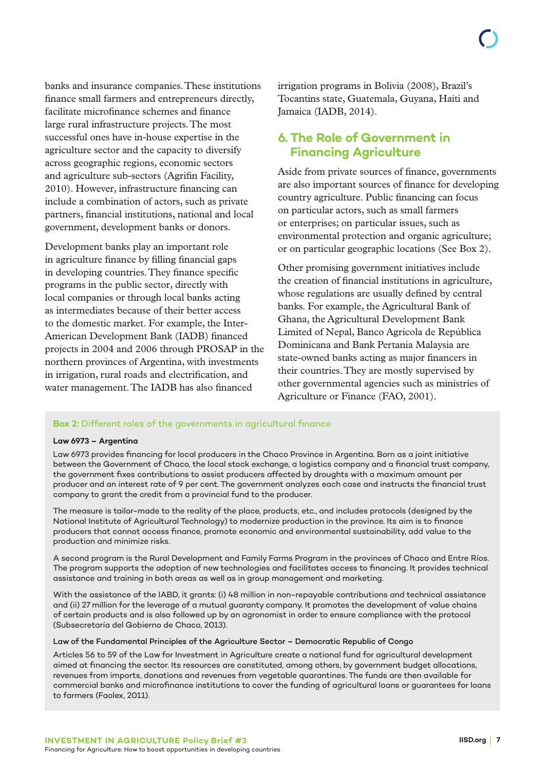banks and insurance companies. These institutions finance small farmers and entrepreneurs directly, facilitate microfinance schemes and finance large rural infrastructure projects. The most successful ones have in-house expertise in the agriculture sector and the capacity to diversify across geographic regions, economic sectors and agriculture sub-sectors (Agrifin Facility, 2010). However, infrastructure financing can include a combination of actors, such as private partners, financial institutions, national and local government, development banks or donors.

Development banks play an important role in agriculture finance by filling financial gaps in developing countries. They finance specific programs in the public sector, directly with local companies or through local banks acting as intermediates because of their better access to the domestic market. For example, the Inter-American Development Bank (IADB) financed projects in 2004 and 2006 through PROSAP in the northern provinces of Argentina, with investments in irrigation, rural roads and electrification, and water management. The IADB has also financed irrigation programs in Bolivia (2008), Brazil's Tocantins state, Guatemala, Guyana, Haiti and Jamaica (IADB, 2014).

## 6. The Role of Government in Financing Agriculture

Aside from private sources of finance, governments are also important sources of finance for developing country agriculture. Public financing can focus on particular actors, such as small farmers or enterprises; on particular issues, such as environmental protection and organic agriculture; or on particular geographic locations (See Box 2).

Other promising government initiatives include the creation of financial institutions in agriculture, whose regulations are usually defined by central banks. For example, the Agricultural Bank of Ghana, the Agricultural Development Bank Limited of Nepal, Banco Agrícola de República Dominicana and Bank Pertania Malaysia are state-owned banks acting as major financers in their countries. They are mostly supervised by other governmental agencies such as ministries of Agriculture or Finance (FAO, 2001).

**Box 2:** Different roles of the governments in agricultural finance

**Law 6973 – Argentina**

Law 6973 provides financing for local producers in the Chaco Province in Argentina. Born as a joint initiative between the Government of Chaco, the local stock exchange, a logistics company and a financial trust company, the government fixes contributions to assist producers affected by droughts with a maximum amount per producer and an interest rate of 9 per cent. The government analyzes each case and instructs the financial trust company to grant the credit from a provincial fund to the producer.

The measure is tailor-made to the reality of the place, products, etc., and includes protocols (designed by the National Institute of Agricultural Technology) to modernize production in the province. Its aim is to finance producers that cannot access finance, promote economic and environmental sustainability, add value to the production and minimize risks.

A second program is the Rural Development and Family Farms Program in the provinces of Chaco and Entre Ríos. The program supports the adoption of new technologies and facilitates access to financing. It provides technical assistance and training in both areas as well as in group management and marketing.

With the assistance of the IABD, it grants: (i) 48 million in non-repayable contributions and technical assistance and (ii) 27 million for the leverage of a mutual guaranty company. It promotes the development of value chains of certain products and is also followed up by an agronomist in order to ensure compliance with the protocol (Subsecretaría del Gobierno de Chaco, 2013).

**Law of the Fundamental Principles of the Agriculture Sector – Democratic Republic of Congo**

Articles 56 to 59 of the Law for Investment in Agriculture create a national fund for agricultural development aimed at financing the sector. Its resources are constituted, among others, by government budget allocations, revenues from imports, donations and revenues from vegetable quarantines. The funds are then available for commercial banks and microfinance institutions to cover the funding of agricultural loans or guarantees for loans to farmers (Faolex, 2011).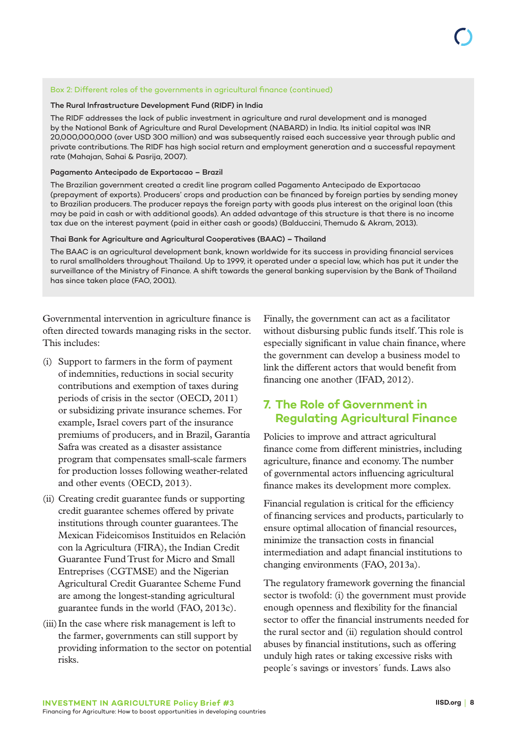Box 2: Different roles of the governments in agricultural finance (continued)

**The Rural Infrastructure Development Fund (RIDF) in India**

The RIDF addresses the lack of public investment in agriculture and rural development and is managed by the National Bank of Agriculture and Rural Development (NABARD) in India. Its initial capital was INR 20,000,000,000 (over USD 300 million) and was subsequently raised each successive year through public and private contributions. The RIDF has high social return and employment generation and a successful repayment rate (Mahajan, Sahai & Pasrija, 2007).

**Pagamento Antecipado de Exportacao – Brazil**

The Brazilian government created a credit line program called Pagamento Antecipado de Exportacao (prepayment of exports). Producers' crops and production can be financed by foreign parties by sending money to Brazilian producers. The producer repays the foreign party with goods plus interest on the original loan (this may be paid in cash or with additional goods). An added advantage of this structure is that there is no income tax due on the interest payment (paid in either cash or goods) (Balduccini, Themudo & Akram, 2013).

**Thai Bank for Agriculture and Agricultural Cooperatives (BAAC) – Thailand**

The BAAC is an agricultural development bank, known worldwide for its success in providing financial services to rural smallholders throughout Thailand. Up to 1999, it operated under a special law, which has put it under the surveillance of the Ministry of Finance. A shift towards the general banking supervision by the Bank of Thailand has since taken place (FAO, 2001).

Governmental intervention in agriculture finance is often directed towards managing risks in the sector. This includes:

(i) Support to farmers in the form of payment of indemnities, reductions in social security contributions and exemption of taxes during periods of crisis in the sector (OECD, 2011) or subsidizing private insurance schemes. For example, Israel covers part of the insurance premiums of producers, and in Brazil, Garantía Safra was created as a disaster assistance program that compensates small-scale farmers for production losses following weather-related and other events (OECD, 2013).

(ii) Creating credit guarantee funds or supporting credit guarantee schemes offered by private institutions through counter guarantees. The Mexican Fideicomisos Instituidos en Relación con la Agricultura (FIRA), the Indian Credit Guarantee Fund Trust for Micro and Small Entreprises (CGTMSE) and the Nigerian Agricultural Credit Guarantee Scheme Fund are among the longest-standing agricultural guarantee funds in the world (FAO, 2013c).

(iii) In the case where risk management is left to the farmer, governments can still support by providing information to the sector on potential risks.

Finally, the government can act as a facilitator without disbursing public funds itself. This role is especially significant in value chain finance, where the government can develop a business model to link the different actors that would benefit from financing one another (IFAD, 2012).

## 7. The Role of Government in Regulating Agricultural Finance

Policies to improve and attract agricultural finance come from different ministries, including agriculture, finance and economy. The number of governmental actors influencing agricultural finance makes its development more complex.

Financial regulation is critical for the efficiency of financing services and products, particularly to ensure optimal allocation of financial resources, minimize the transaction costs in financial intermediation and adapt financial institutions to changing environments (FAO, 2013a).

The regulatory framework governing the financial sector is twofold: (i) the government must provide enough openness and flexibility for the financial sector to offer the financial instruments needed for the rural sector and (ii) regulation should control abuses by financial institutions, such as offering unduly high rates or taking excessive risks with people´s savings or investors´ funds. Laws also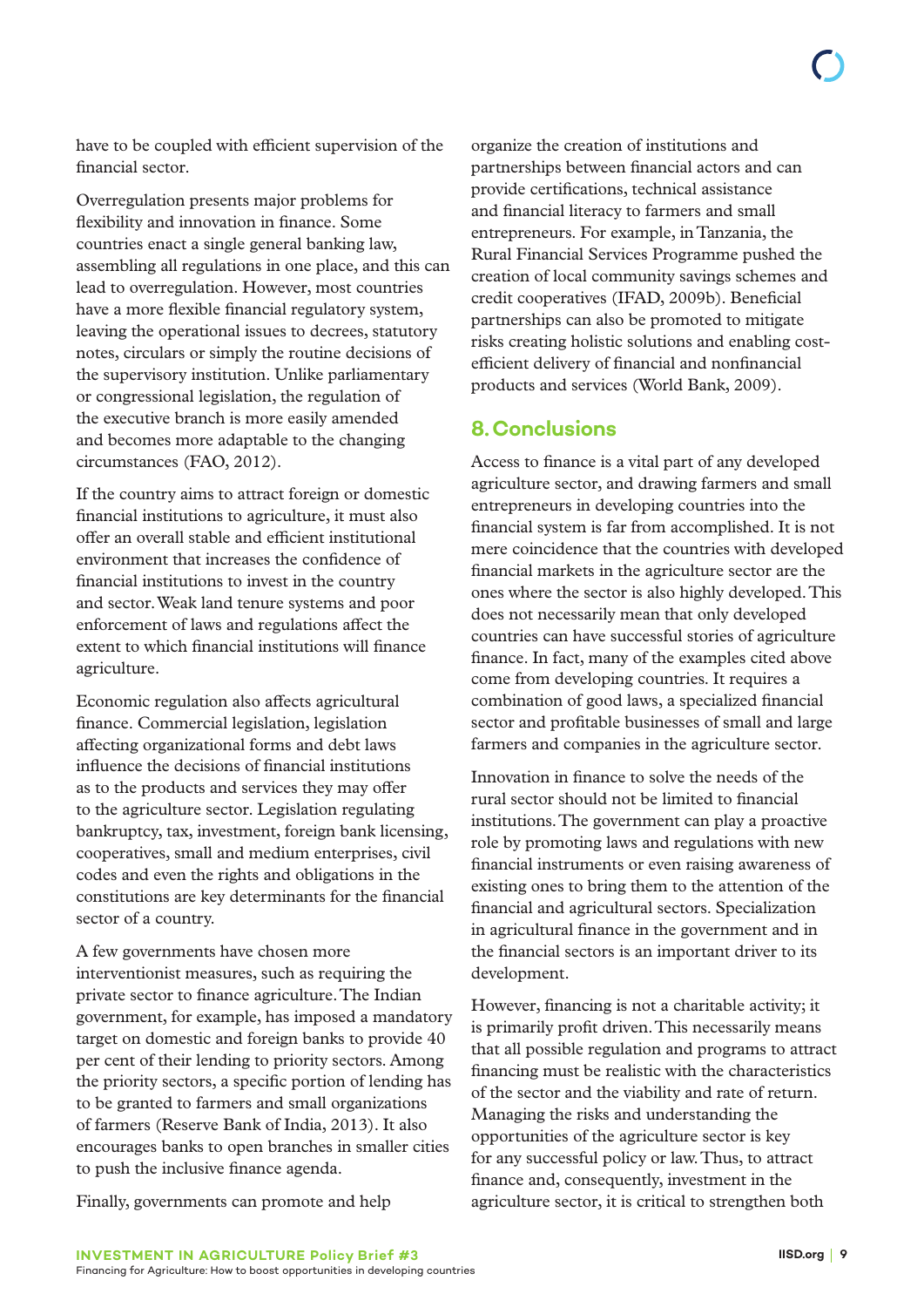have to be coupled with efficient supervision of the financial sector.

Overregulation presents major problems for flexibility and innovation in finance. Some countries enact a single general banking law, assembling all regulations in one place, and this can lead to overregulation. However, most countries have a more flexible financial regulatory system, leaving the operational issues to decrees, statutory notes, circulars or simply the routine decisions of the supervisory institution. Unlike parliamentary or congressional legislation, the regulation of the executive branch is more easily amended and becomes more adaptable to the changing circumstances (FAO, 2012).

If the country aims to attract foreign or domestic financial institutions to agriculture, it must also offer an overall stable and efficient institutional environment that increases the confidence of financial institutions to invest in the country and sector. Weak land tenure systems and poor enforcement of laws and regulations affect the extent to which financial institutions will finance agriculture.

Economic regulation also affects agricultural finance. Commercial legislation, legislation affecting organizational forms and debt laws influence the decisions of financial institutions as to the products and services they may offer to the agriculture sector. Legislation regulating bankruptcy, tax, investment, foreign bank licensing, cooperatives, small and medium enterprises, civil codes and even the rights and obligations in the constitutions are key determinants for the financial sector of a country.

A few governments have chosen more interventionist measures, such as requiring the private sector to finance agriculture. The Indian government, for example, has imposed a mandatory target on domestic and foreign banks to provide 40 per cent of their lending to priority sectors. Among the priority sectors, a specific portion of lending has to be granted to farmers and small organizations of farmers (Reserve Bank of India, 2013). It also encourages banks to open branches in smaller cities to push the inclusive finance agenda.

Finally, governments can promote and help organize the creation of institutions and partnerships between financial actors and can provide certifications, technical assistance and financial literacy to farmers and small entrepreneurs. For example, in Tanzania, the Rural Financial Services Programme pushed the creation of local community savings schemes and credit cooperatives (IFAD, 2009b). Beneficial partnerships can also be promoted to mitigate risks creating holistic solutions and enabling cost-efficient delivery of financial and nonfinancial products and services (World Bank, 2009).

## 8. Conclusions

Access to finance is a vital part of any developed agriculture sector, and drawing farmers and small entrepreneurs in developing countries into the financial system is far from accomplished. It is not mere coincidence that the countries with developed financial markets in the agriculture sector are the ones where the sector is also highly developed. This does not necessarily mean that only developed countries can have successful stories of agriculture finance. In fact, many of the examples cited above come from developing countries. It requires a combination of good laws, a specialized financial sector and profitable businesses of small and large farmers and companies in the agriculture sector.

Innovation in finance to solve the needs of the rural sector should not be limited to financial institutions. The government can play a proactive role by promoting laws and regulations with new financial instruments or even raising awareness of existing ones to bring them to the attention of the financial and agricultural sectors. Specialization in agricultural finance in the government and in the financial sectors is an important driver to its development.

However, financing is not a charitable activity; it is primarily profit driven. This necessarily means that all possible regulation and programs to attract financing must be realistic with the characteristics of the sector and the viability and rate of return. Managing the risks and understanding the opportunities of the agriculture sector is key for any successful policy or law. Thus, to attract finance and, consequently, investment in the agriculture sector, it is critical to strengthen both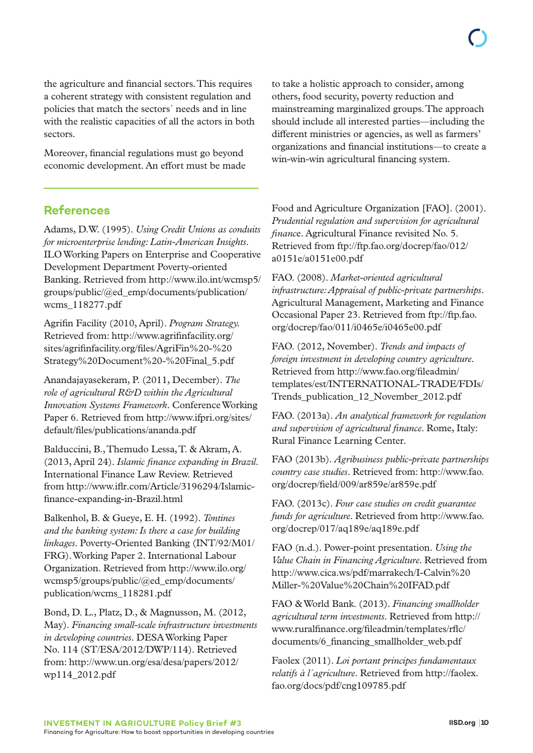the agriculture and financial sectors. This requires a coherent strategy with consistent regulation and policies that match the sectors´ needs and in line with the realistic capacities of all the actors in both sectors.

Moreover, financial regulations must go beyond economic development. An effort must be made to take a holistic approach to consider, among others, food security, poverty reduction and mainstreaming marginalized groups. The approach should include all interested parties—including the different ministries or agencies, as well as farmers' organizations and financial institutions—to create a win-win-win agricultural financing system.

## References

Adams, D.W. (1995). *Using Credit Unions as conduits for microenterprise lending: Latin-American Insights*. ILO Working Papers on Enterprise and Cooperative Development Department Poverty-oriented Banking. Retrieved from http://www.ilo.int/wcmsp5/groups/public/@ed_emp/documents/publication/wcms_118277.pdf

Agrifin Facility (2010, April). *Program Strategy.* Retrieved from: http://www.agrifinfacility.org/sites/agrifinfacility.org/files/AgriFin%20-%20Strategy%20Document%20-%20Final_5.pdf

Anandajayasekeram, P. (2011, December). *The role of agricultural R&D within the Agricultural Innovation Systems Framework*. Conference Working Paper 6. Retrieved from http://www.ifpri.org/sites/default/files/publications/ananda.pdf

Balduccini, B., Themudo Lessa, T. & Akram, A. (2013, April 24). *Islamic finance expanding in Brazil*. International Finance Law Review. Retrieved from http://www.iflr.com/Article/3196294/Islamic-finance-expanding-in-Brazil.html

Balkenhol, B. & Gueye, E. H. (1992). *Tontines and the banking system: Is there a case for building linkages*. Poverty-Oriented Banking (INT/92/M01/FRG). Working Paper 2. International Labour Organization. Retrieved from http://www.ilo.org/wcmsp5/groups/public/@ed_emp/documents/publication/wcms_118281.pdf

Bond, D. L., Platz, D., & Magnusson, M. (2012, May). *Financing small-scale infrastructure investments in developing countries*. DESA Working Paper No. 114 (ST/ESA/2012/DWP/114). Retrieved from: http://www.un.org/esa/desa/papers/2012/wp114_2012.pdf

Food and Agriculture Organization [FAO]. (2001). *Prudential regulation and supervision for agricultural finance*. Agricultural Finance revisited No. 5. Retrieved from ftp://ftp.fao.org/docrep/fao/012/a0151e/a0151e00.pdf

FAO. (2008). *Market-oriented agricultural infrastructure: Appraisal of public-private partnerships*. Agricultural Management, Marketing and Finance Occasional Paper 23. Retrieved from ftp://ftp.fao.org/docrep/fao/011/i0465e/i0465e00.pdf

FAO. (2012, November). *Trends and impacts of foreign investment in developing country agriculture*. Retrieved from http://www.fao.org/fileadmin/templates/est/INTERNATIONAL-TRADE/FDIs/Trends_publication_12_November_2012.pdf

FAO. (2013a). *An analytical framework for regulation and supervision of agricultural finance*. Rome, Italy: Rural Finance Learning Center.

FAO (2013b). *Agribusiness public-private partnerships country case studies*. Retrieved from: http://www.fao.org/docrep/field/009/ar859e/ar859e.pdf

FAO. (2013c). *Four case studies on credit guarantee funds for agriculture*. Retrieved from http://www.fao.org/docrep/017/aq189e/aq189e.pdf

FAO (n.d.). Power-point presentation. *Using the Value Chain in Financing Agriculture*. Retrieved from http://www.cica.ws/pdf/marrakech/I-Calvin%20Miller-%20Value%20Chain%20IFAD.pdf

FAO & World Bank. (2013). *Financing smallholder agricultural term investments*. Retrieved from http://www.ruralfinance.org/fileadmin/templates/rflc/documents/6_financing_smallholder_web.pdf

Faolex (2011). *Loi portant principes fondamentaux relatifs à l´agriculture*. Retrieved from http://faolex.fao.org/docs/pdf/cng109785.pdf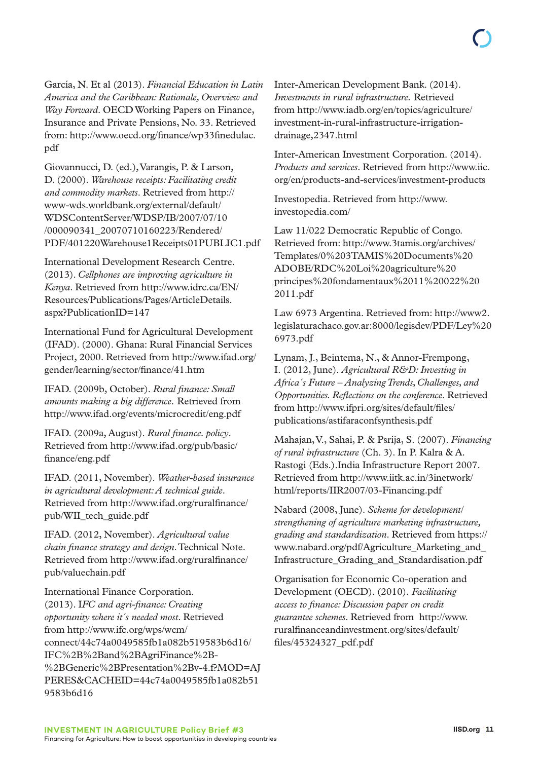García, N. Et al (2013). *Financial Education in Latin America and the Caribbean: Rationale, Overview and Way Forward*. OECD Working Papers on Finance, Insurance and Private Pensions, No. 33. Retrieved from: http://www.oecd.org/finance/wp33finedulac.pdf

Giovannucci, D. (ed.), Varangis, P. & Larson, D. (2000). *Warehouse receipts: Facilitating credit and commodity markets*. Retrieved from http://www-wds.worldbank.org/external/default/WDSContentServer/WDSP/IB/2007/07/10/000090341_20070710160223/Rendered/PDF/401220Warehouse1Receipts01PUBLIC1.pdf

International Development Research Centre. (2013). *Cellphones are improving agriculture in Kenya*. Retrieved from http://www.idrc.ca/EN/Resources/Publications/Pages/ArticleDetails.aspx?PublicationID=147

International Fund for Agricultural Development (IFAD). (2000). Ghana: Rural Financial Services Project, 2000. Retrieved from http://www.ifad.org/gender/learning/sector/finance/41.htm

IFAD. (2009b, October). *Rural finance: Small amounts making a big difference*. Retrieved from http://www.ifad.org/events/microcredit/eng.pdf

IFAD. (2009a, August). *Rural finance. policy*. Retrieved from http://www.ifad.org/pub/basic/finance/eng.pdf

IFAD. (2011, November). *Weather-based insurance in agricultural development: A technical guide*. Retrieved from http://www.ifad.org/ruralfinance/pub/WII_tech_guide.pdf

IFAD. (2012, November). *Agricultural value chain finance strategy and design*. Technical Note. Retrieved from http://www.ifad.org/ruralfinance/pub/valuechain.pdf

International Finance Corporation. (2013). I*FC and agri-finance: Creating opportunity where it´s needed most*. Retrieved from http://www.ifc.org/wps/wcm/connect/44c74a0049585fb1a082b519583b6d16/IFC%2B%2Band%2BAgriFinance%2B-%2BGeneric%2BPresentation%2Bv-4.f?MOD=AJPERES&CACHEID=44c74a0049585fb1a082b519583b6d16

Inter-American Development Bank. (2014). *Investments in rural infrastructure*. Retrieved from http://www.iadb.org/en/topics/agriculture/investment-in-rural-infrastructure-irrigation-drainage,2347.html

Inter-American Investment Corporation. (2014). *Products and services*. Retrieved from http://www.iic.org/en/products-and-services/investment-products

Investopedia. Retrieved from http://www.investopedia.com/

Law 11/022 Democratic Republic of Congo. Retrieved from: http://www.3tamis.org/archives/Templates/0%203TAMIS%20Documents%20ADOBE/RDC%20Loi%20agriculture%20principes%20fondamentaux%2011%20022%202011.pdf

Law 6973 Argentina. Retrieved from: http://www2.legislaturachaco.gov.ar:8000/legisdev/PDF/Ley%206973.pdf

Lynam, J., Beintema, N., & Annor-Frempong, I. (2012, June). *Agricultural R&D: Investing in Africa´s Future – Analyzing Trends, Challenges, and Opportunities. Reflections on the conference*. Retrieved from http://www.ifpri.org/sites/default/files/publications/astifaraconfsynthesis.pdf

Mahajan, V., Sahai, P. & Psrija, S. (2007). *Financing of rural infrastructure* (Ch. 3). In P. Kalra & A. Rastogi (Eds.).India Infrastructure Report 2007. Retrieved from http://www.iitk.ac.in/3inetwork/html/reports/IIR2007/03-Financing.pdf

Nabard (2008, June). *Scheme for development/strengthening of agriculture marketing infrastructure, grading and standardization*. Retrieved from https://www.nabard.org/pdf/Agriculture_Marketing_and_Infrastructure_Grading_and_Standardisation.pdf

Organisation for Economic Co-operation and Development (OECD). (2010). *Facilitating access to finance: Discussion paper on credit guarantee schemes*. Retrieved from http://www.ruralfinanceandinvestment.org/sites/default/files/45324327_pdf.pdf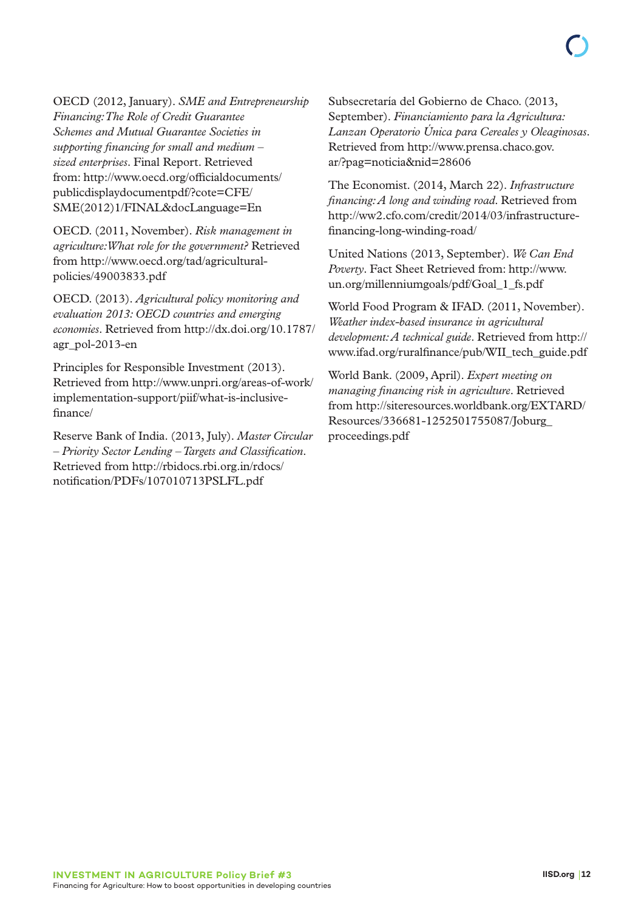OECD (2012, January). *SME and Entrepreneurship Financing: The Role of Credit Guarantee Schemes and Mutual Guarantee Societies in supporting financing for small and medium – sized enterprises*. Final Report. Retrieved from: http://www.oecd.org/officialdocuments/publicdisplaydocumentpdf/?cote=CFE/SME(2012)1/FINAL&docLanguage=En

OECD. (2011, November). *Risk management in agriculture: What role for the government?* Retrieved from http://www.oecd.org/tad/agricultural-policies/49003833.pdf

OECD. (2013). *Agricultural policy monitoring and evaluation 2013: OECD countries and emerging economies*. Retrieved from http://dx.doi.org/10.1787/agr_pol-2013-en

Principles for Responsible Investment (2013). Retrieved from http://www.unpri.org/areas-of-work/implementation-support/piif/what-is-inclusive-finance/

Reserve Bank of India. (2013, July). *Master Circular – Priority Sector Lending – Targets and Classification*. Retrieved from http://rbidocs.rbi.org.in/rdocs/notification/PDFs/107010713PSLFL.pdf

Subsecretaría del Gobierno de Chaco. (2013, September). *Financiamiento para la Agricultura: Lanzan Operatorio Única para Cereales y Oleaginosas*. Retrieved from http://www.prensa.chaco.gov.ar/?pag=noticia&nid=28606

The Economist. (2014, March 22). *Infrastructure financing: A long and winding road*. Retrieved from http://ww2.cfo.com/credit/2014/03/infrastructure-financing-long-winding-road/

United Nations (2013, September). *We Can End Poverty*. Fact Sheet Retrieved from: http://www.un.org/millenniumgoals/pdf/Goal_1_fs.pdf

World Food Program & IFAD. (2011, November). *Weather index-based insurance in agricultural development: A technical guide*. Retrieved from http://www.ifad.org/ruralfinance/pub/WII_tech_guide.pdf

World Bank. (2009, April). *Expert meeting on managing financing risk in agriculture*. Retrieved from http://siteresources.worldbank.org/EXTARD/Resources/336681-1252501755087/Joburg_proceedings.pdf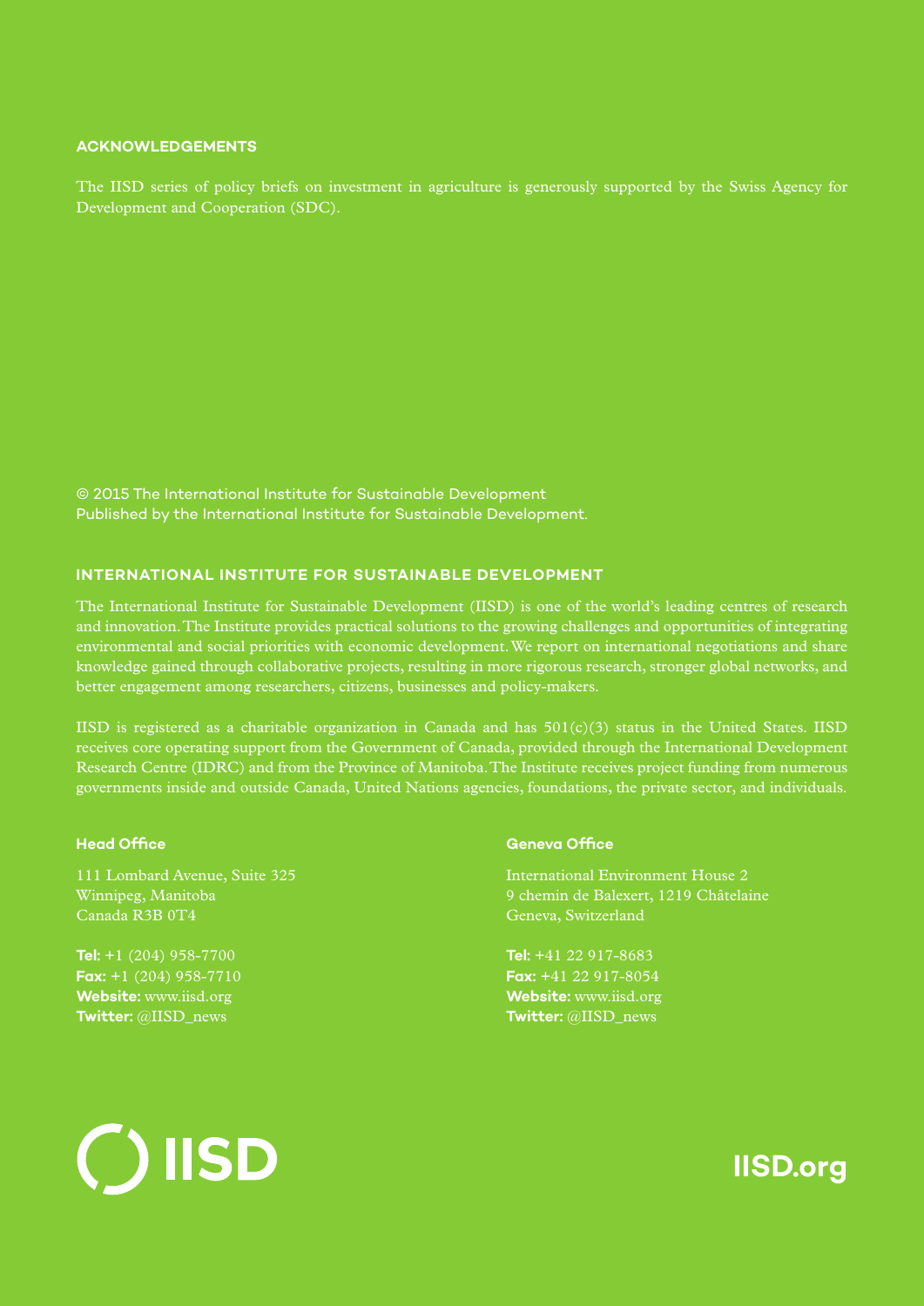## ACKNOWLEDGEMENTS

The IISD series of policy briefs on investment in agriculture is generously supported by the Swiss Agency for Development and Cooperation (SDC).

© 2015 The International Institute for Sustainable Development
Published by the International Institute for Sustainable Development.

## INTERNATIONAL INSTITUTE FOR SUSTAINABLE DEVELOPMENT

The International Institute for Sustainable Development (IISD) is one of the world's leading centres of research and innovation. The Institute provides practical solutions to the growing challenges and opportunities of integrating environmental and social priorities with economic development. We report on international negotiations and share knowledge gained through collaborative projects, resulting in more rigorous research, stronger global networks, and better engagement among researchers, citizens, businesses and policy-makers.

IISD is registered as a charitable organization in Canada and has 501(c)(3) status in the United States. IISD receives core operating support from the Government of Canada, provided through the International Development Research Centre (IDRC) and from the Province of Manitoba. The Institute receives project funding from numerous governments inside and outside Canada, United Nations agencies, foundations, the private sector, and individuals.

**Head Office**

111 Lombard Avenue, Suite 325
Winnipeg, Manitoba
Canada R3B 0T4

**Tel:** +1 (204) 958-7700
**Fax:** +1 (204) 958-7710
**Website:** www.iisd.org
**Twitter:** @IISD_news

**Geneva Office**

International Environment House 2
9 chemin de Balexert, 1219 Châtelaine
Geneva, Switzerland

**Tel:** +41 22 917-8683
**Fax:** +41 22 917-8054
**Website:** www.iisd.org
**Twitter:** @IISD_news

IISD

IISD.org